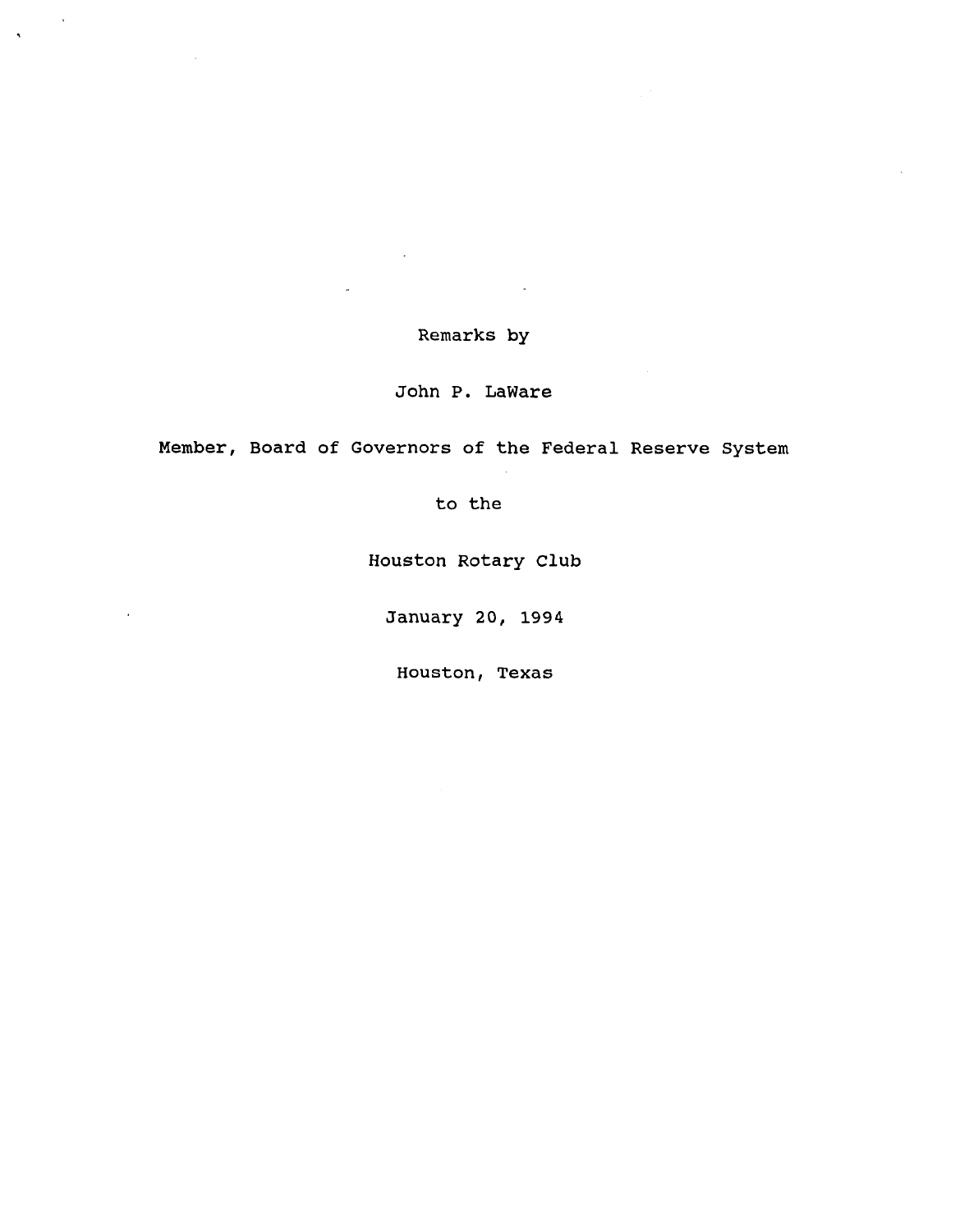Remarks by

John P. LaWare

Member, Board of Governors of the Federal Reserve System

to the

Houston Rotary Club

January 20, 1994

Houston, Texas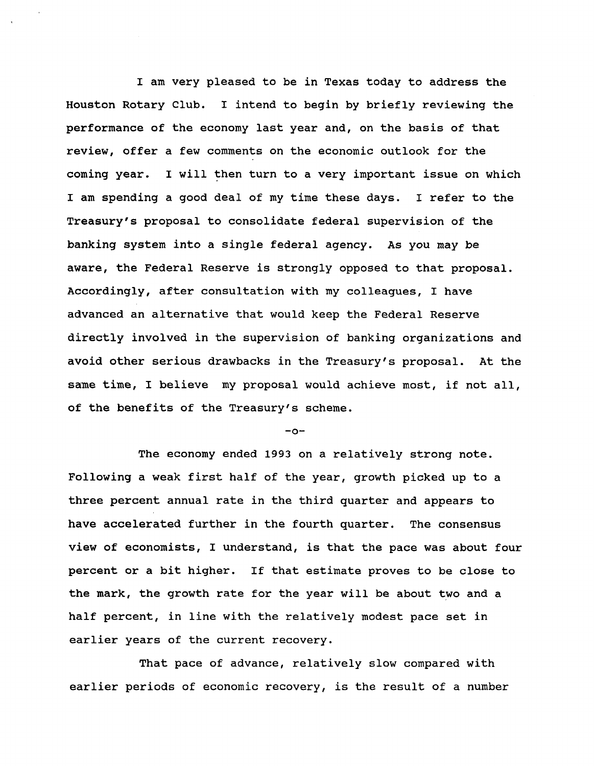I am very pleased to be in Texas today to address the Houston Rotary Club. I intend to begin by briefly reviewing the performance of the economy last year and, on the basis of that review, offer a few comments on the economic outlook for the coming year. I will then turn to a very important issue on which I am spending a good deal of my time these days. I refer to the Treasury's proposal to consolidate federal supervision of the banking system into a single federal agency. As you may be aware, the Federal Reserve is strongly opposed to that proposal. Accordingly, after consultation with my colleagues, I have advanced an alternative that would keep the Federal Reserve directly involved in the supervision of banking organizations and avoid other serious drawbacks in the Treasury's proposal. At the same time, I believe my proposal would achieve most, if not all, of the benefits of the Treasury's scheme.

-o-

The economy ended 1993 on a relatively strong note. Following a weak first half of the year, growth picked up to a three percent annual rate in the third quarter and appears to have accelerated further in the fourth quarter. The consensus view of economists, I understand, is that the pace was about four percent or a bit higher. If that estimate proves to be close to the mark, the growth rate for the year will be about two and a half percent, in line with the relatively modest pace set in earlier years of the current recovery.

That pace of advance, relatively slow compared with earlier periods of economic recovery, is the result of a number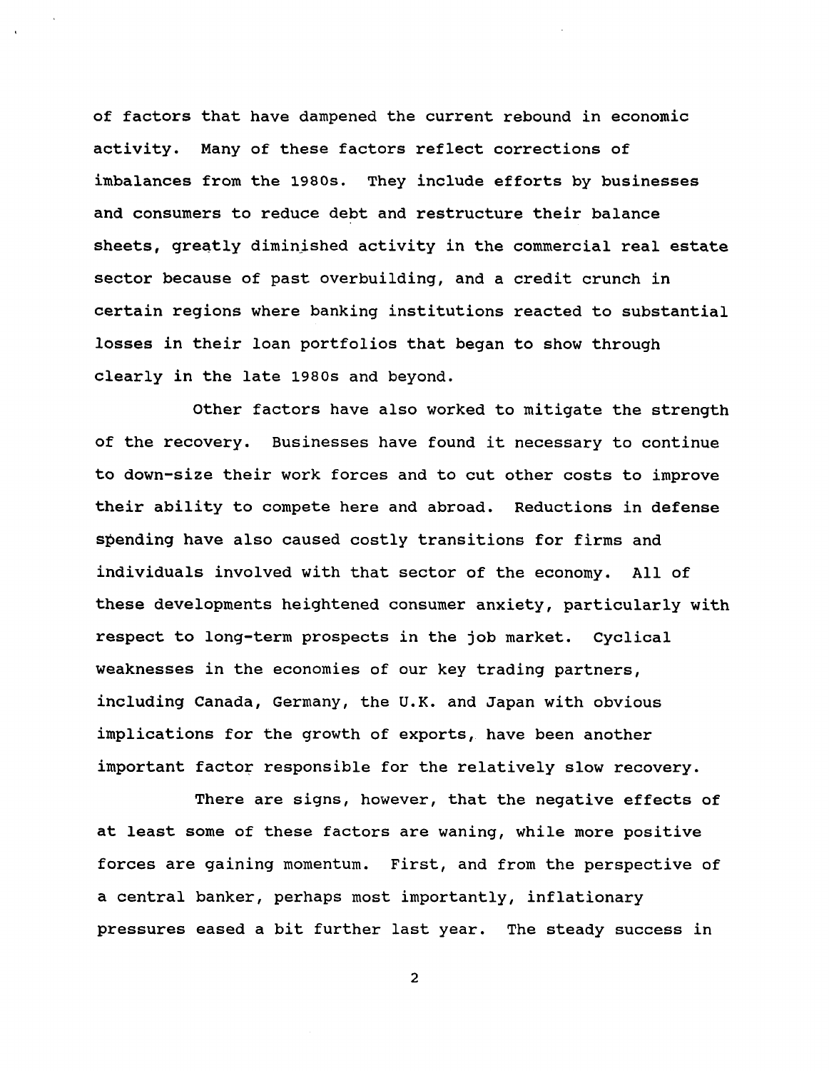of factors that have dampened the current rebound in economic activity. Many of these factors reflect corrections of imbalances from the 1980s. They include efforts by businesses and consumers to reduce debt and restructure their balance sheets, greatly diminished activity in the commercial real estate sector because of past overbuilding, and a credit crunch in certain regions where banking institutions reacted to substantial losses in their loan portfolios that began to show through clearly in the late 1980s and beyond.

Other factors have also worked to mitigate the strength of the recovery. Businesses have found it necessary to continue to down-size their work forces and to cut other costs to improve their ability to compete here and abroad. Reductions in defense spending have also caused costly transitions for firms and individuals involved with that sector of the economy. All of these developments heightened consumer anxiety, particularly with respect to long-term prospects in the job market. Cyclical weaknesses in the economies of our key trading partners, including Canada, Germany, the U.K. and Japan with obvious implications for the growth of exports, have been another important factor responsible for the relatively slow recovery.

There are signs, however, that the negative effects of at least some of these factors are waning, while more positive forces are gaining momentum. First, and from the perspective of a central banker, perhaps most importantly, inflationary pressures eased a bit further last year. The steady success in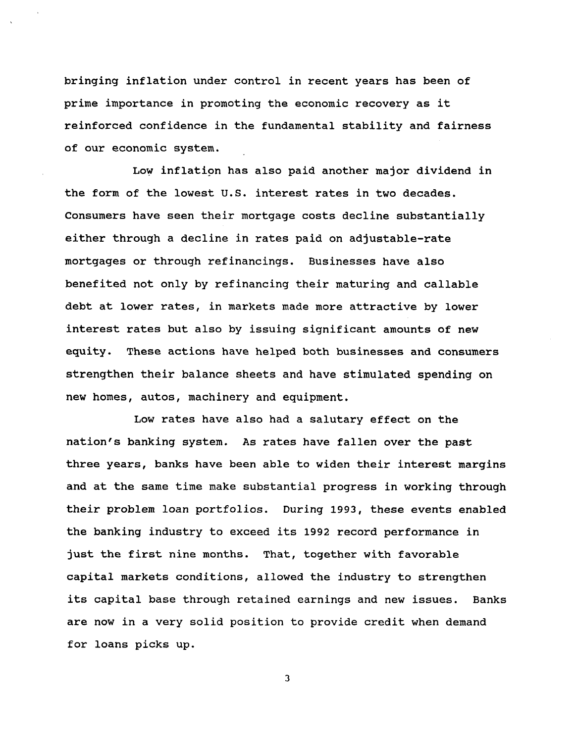bringing inflation under control in recent years has been of prime importance in promoting the economic recovery as it reinforced confidence in the fundamental stability and fairness of our economic system.

Low inflation has also paid another major dividend in the form of the lowest U.S. interest rates in two decades. Consumers have seen their mortgage costs decline substantially either through a decline in rates paid on adjustable-rate mortgages or through refinancings. Businesses have also benefited not only by refinancing their maturing and callable debt at lower rates, in markets made more attractive by lower interest rates but also by issuing significant amounts of new equity. These actions have helped both businesses and consumers strengthen their balance sheets and have stimulated spending on new homes, autos, machinery and equipment.

Low rates have also had a salutary effect on the nation's banking system. As rates have fallen over the past three years, banks have been able to widen their interest margins and at the same time make substantial progress in working through their problem loan portfolios. During 1993, these events enabled the banking industry to exceed its 1992 record performance in just the first nine months. That, together with favorable capital markets conditions, allowed the industry to strengthen its capital base through retained earnings and new issues. Banks are now in a very solid position to provide credit when demand for loans picks up.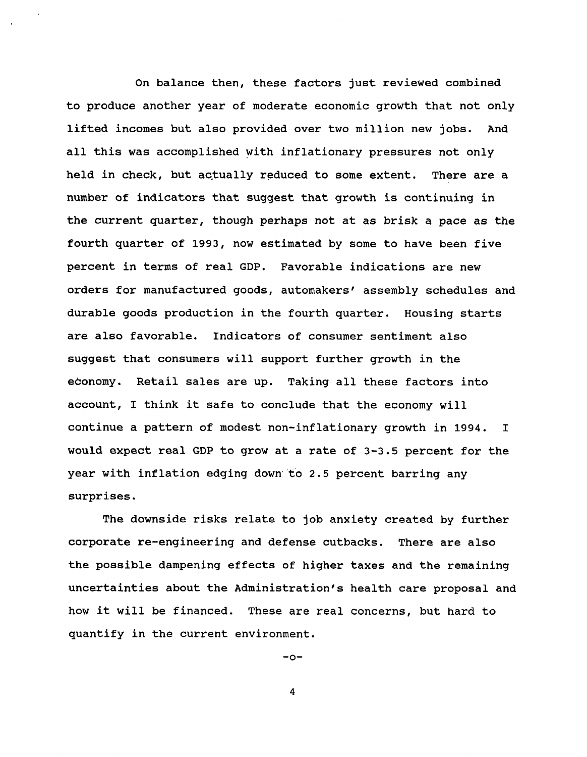On balance then, these factors just reviewed combined to produce another year of moderate economic growth that not only lifted incomes but also provided over two million new jobs. And all this was accomplished with inflationary pressures not only held in check, but actually reduced to some extent. There are a number of indicators that suggest that growth is continuing in the current quarter, though perhaps not at as brisk a pace as the fourth quarter of 1993, now estimated by some to have been five percent in terms of real GDP. Favorable indications are new orders for manufactured goods, automakers' assembly schedules and durable goods production in the fourth quarter. Housing starts are also favorable. Indicators of consumer sentiment also suggest that consumers will support further growth in the economy. Retail sales are up. Taking all these factors into account, I think it safe to conclude that the economy will continue a pattern of modest non-inflationary growth in 1994. I would expect real GDP to grow at a rate of 3-3.5 percent for the year with inflation edging down to 2.5 percent barring any surprises.

The downside risks relate to job anxiety created by further corporate re-engineering and defense cutbacks. There are also the possible dampening effects of higher taxes and the remaining uncertainties about the Administration's health care proposal and how it will be financed. These are real concerns, but hard to quantify in the current environment.

-o-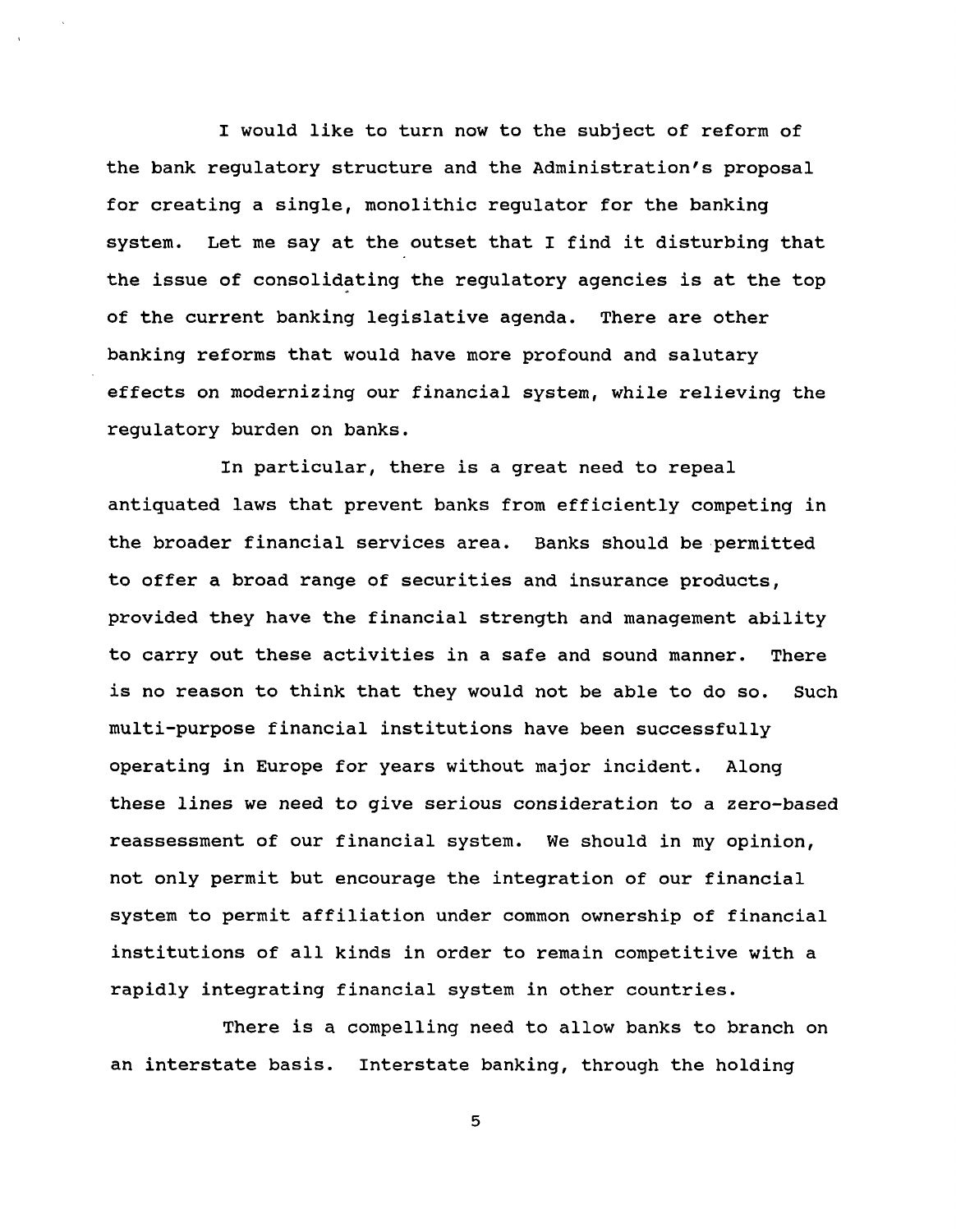I would like to turn now to the subject of reform of the bank regulatory structure and the Administration's proposal for creating a single, monolithic regulator for the banking system. Let me say at the outset that I find it disturbing that the issue of consolidating the regulatory agencies is at the top of the current banking legislative agenda. There are other banking reforms that would have more profound and salutary effects on modernizing our financial system, while relieving the regulatory burden on banks.

In particular, there is a great need to repeal antiquated laws that prevent banks from efficiently competing in the broader financial services area. Banks should be permitted to offer a broad range of securities and insurance products, provided they have the financial strength and management ability to carry out these activities in a safe and sound manner. There is no reason to think that they would not be able to do so. Such multi-purpose financial institutions have been successfully operating in Europe for years without major incident. Along these lines we need to give serious consideration to a zero-based reassessment of our financial system. We should in my opinion, not only permit but encourage the integration of our financial system to permit affiliation under common ownership of financial institutions of all kinds in order to remain competitive with a rapidly integrating financial system in other countries.

There is a compelling need to allow banks to branch on an interstate basis. Interstate banking, through the holding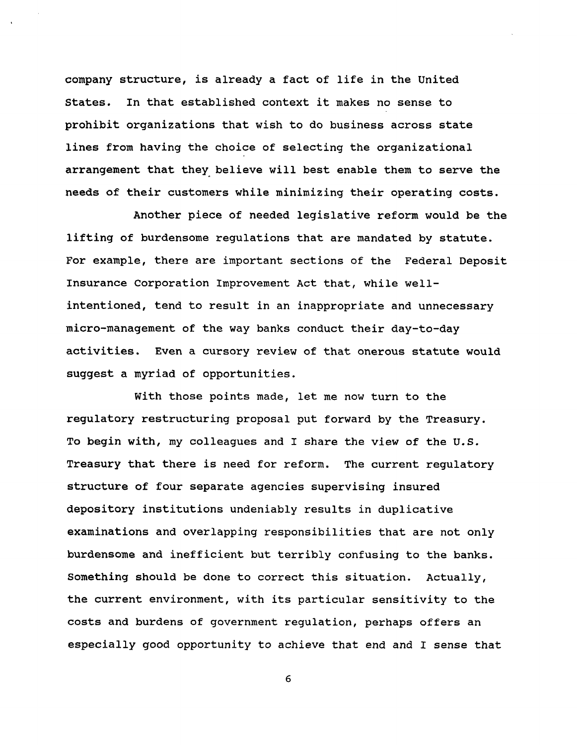company structure, is already a fact of life in the United States. In that established context it makes no sense to prohibit organizations that wish to do business across state lines from having the choice of selecting the organizational arrangement that they believe will best enable them to serve the needs of their customers while minimizing their operating costs.

Another piece of needed legislative reform would be the lifting of burdensome regulations that are mandated by statute. For example, there are important sections of the Federal Deposit Insurance Corporation Improvement Act that, while well-intentioned, tend to result in an inappropriate and unnecessary micro-management of the way banks conduct their day-to-day activities. Even a cursory review of that onerous statute would suggest a myriad of opportunities.

With those points made, let me now turn to the regulatory restructuring proposal put forward by the Treasury. To begin with, my colleagues and I share the view of the U.S. Treasury that there is need for reform. The current regulatory structure of four separate agencies supervising insured depository institutions undeniably results in duplicative examinations and overlapping responsibilities that are not only burdensome and inefficient but terribly confusing to the banks. Something should be done to correct this situation. Actually, the current environment, with its particular sensitivity to the costs and burdens of government regulation, perhaps offers an especially good opportunity to achieve that end and I sense that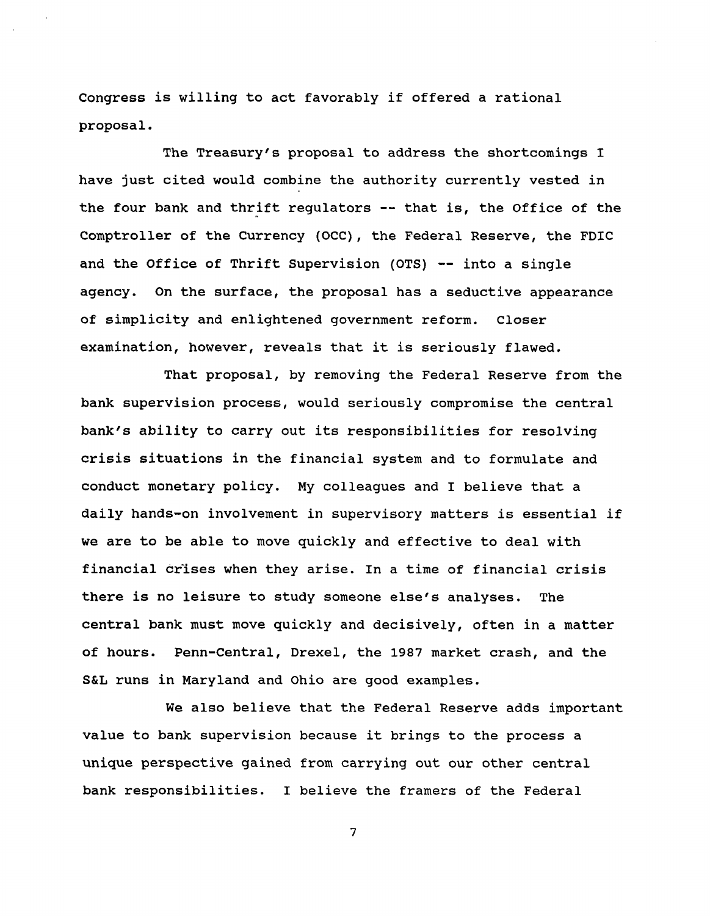Congress is willing to act favorably if offered a rational proposal.

The Treasury's proposal to address the shortcomings I have just cited would combine the authority currently vested in the four bank and thrift regulators -- that is, the Office of the Comptroller of the Currency (OCC), the Federal Reserve, the FDIC and the Office of Thrift Supervision (OTS) -- into a single agency. On the surface, the proposal has a seductive appearance of simplicity and enlightened government reform. Closer examination, however, reveals that it is seriously flawed.

That proposal, by removing the Federal Reserve from the bank supervision process, would seriously compromise the central bank's ability to carry out its responsibilities for resolving crisis situations in the financial system and to formulate and conduct monetary policy. My colleagues and I believe that a daily hands-on involvement in supervisory matters is essential if we are to be able to move quickly and effective to deal with financial crises when they arise. In a time of financial crisis there is no leisure to study someone else's analyses. The central bank must move quickly and decisively, often in a matter of hours. Penn-Central, Drexel, the 1987 market crash, and the S&L runs in Maryland and Ohio are good examples.

We also believe that the Federal Reserve adds important value to bank supervision because it brings to the process a unique perspective gained from carrying out our other central bank responsibilities. I believe the framers of the Federal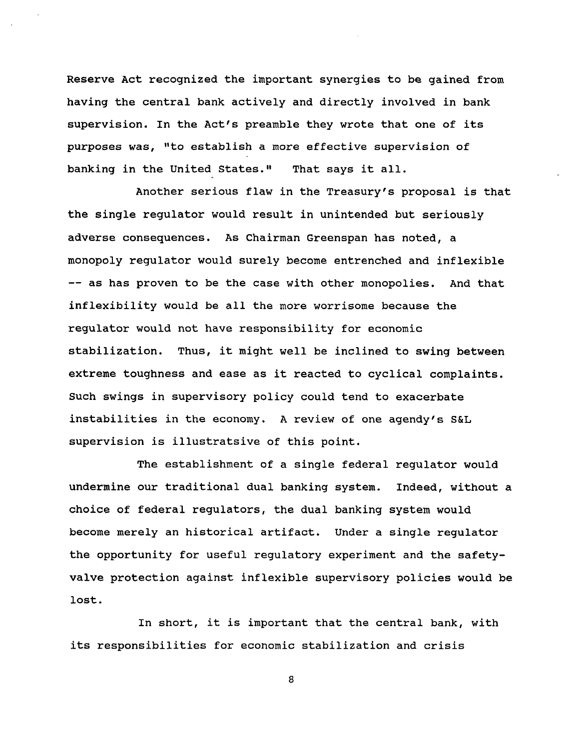Reserve Act recognized the important synergies to be gained from having the central bank actively and directly involved in bank supervision. In the Act's preamble they wrote that one of its purposes was, "to establish a more effective supervision of banking in the United States." That says it all.

Another serious flaw in the Treasury's proposal is that the single regulator would result in unintended but seriously adverse consequences. As Chairman Greenspan has noted, a monopoly regulator would surely become entrenched and inflexible -- as has proven to be the case with other monopolies. And that inflexibility would be all the more worrisome because the regulator would not have responsibility for economic stabilization. Thus, it might well be inclined to swing between extreme toughness and ease as it reacted to cyclical complaints. Such swings in supervisory policy could tend to exacerbate instabilities in the economy. A review of one agendy's S&L supervision is illustratsive of this point.

The establishment of a single federal regulator would undermine our traditional dual banking system. Indeed, without a choice of federal regulators, the dual banking system would become merely an historical artifact. Under a single regulator the opportunity for useful regulatory experiment and the safety-valve protection against inflexible supervisory policies would be lost.

In short, it is important that the central bank, with its responsibilities for economic stabilization and crisis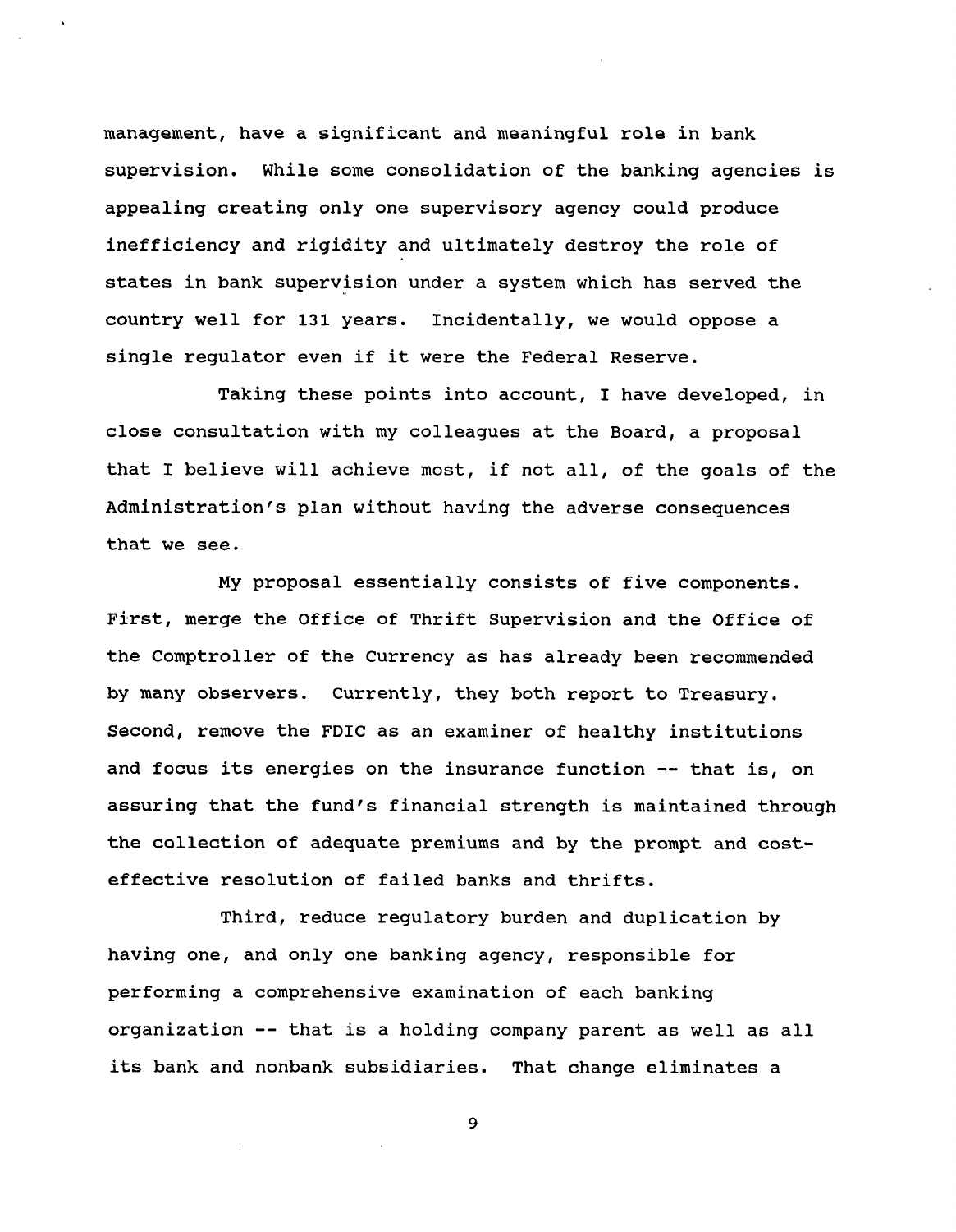management, have a significant and meaningful role in bank supervision. While some consolidation of the banking agencies is appealing creating only one supervisory agency could produce inefficiency and rigidity and ultimately destroy the role of states in bank supervision under a system which has served the country well for 131 years. Incidentally, we would oppose a single regulator even if it were the Federal Reserve.

Taking these points into account, I have developed, in close consultation with my colleagues at the Board, a proposal that I believe will achieve most, if not all, of the goals of the Administration's plan without having the adverse consequences that we see.

My proposal essentially consists of five components. First, merge the Office of Thrift Supervision and the Office of the Comptroller of the Currency as has already been recommended by many observers. Currently, they both report to Treasury. Second, remove the FDIC as an examiner of healthy institutions and focus its energies on the insurance function -- that is, on assuring that the fund's financial strength is maintained through the collection of adequate premiums and by the prompt and cost-effective resolution of failed banks and thrifts.

Third, reduce regulatory burden and duplication by having one, and only one banking agency, responsible for performing a comprehensive examination of each banking organization -- that is a holding company parent as well as all its bank and nonbank subsidiaries. That change eliminates a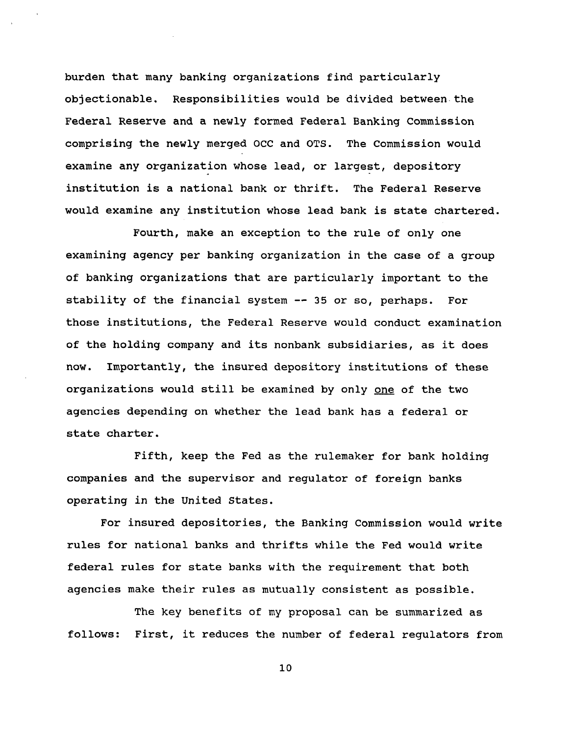burden that many banking organizations find particularly objectionable. Responsibilities would be divided between the Federal Reserve and a newly formed Federal Banking Commission comprising the newly merged OCC and OTS. The Commission would examine any organization whose lead, or largest, depository institution is a national bank or thrift. The Federal Reserve would examine any institution whose lead bank is state chartered.

Fourth, make an exception to the rule of only one examining agency per banking organization in the case of a group of banking organizations that are particularly important to the stability of the financial system -- 35 or so, perhaps. For those institutions, the Federal Reserve would conduct examination of the holding company and its nonbank subsidiaries, as it does now. Importantly, the insured depository institutions of these organizations would still be examined by only one of the two agencies depending on whether the lead bank has a federal or state charter.

Fifth, keep the Fed as the rulemaker for bank holding companies and the supervisor and regulator of foreign banks operating in the United States.

For insured depositories, the Banking Commission would write rules for national banks and thrifts while the Fed would write federal rules for state banks with the requirement that both agencies make their rules as mutually consistent as possible.

The key benefits of my proposal can be summarized as follows: First, it reduces the number of federal regulators from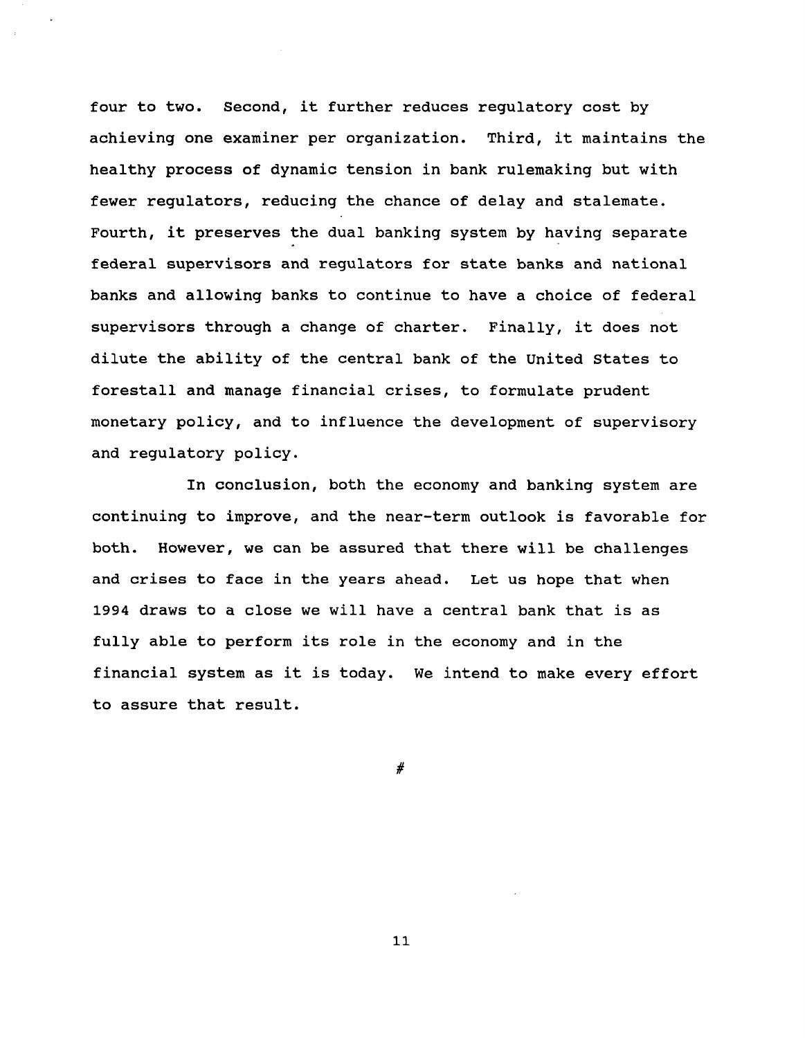four to two. Second, it further reduces regulatory cost by achieving one examiner per organization. Third, it maintains the healthy process of dynamic tension in bank rulemaking but with fewer regulators, reducing the chance of delay and stalemate. Fourth, it preserves the dual banking system by having separate federal supervisors and regulators for state banks and national banks and allowing banks to continue to have a choice of federal supervisors through a change of charter. Finally, it does not dilute the ability of the central bank of the United States to forestall and manage financial crises, to formulate prudent monetary policy, and to influence the development of supervisory and regulatory policy.

In conclusion, both the economy and banking system are continuing to improve, and the near-term outlook is favorable for both. However, we can be assured that there will be challenges and crises to face in the years ahead. Let us hope that when 1994 draws to a close we will have a central bank that is as fully able to perform its role in the economy and in the financial system as it is today. We intend to make every effort to assure that result.

#